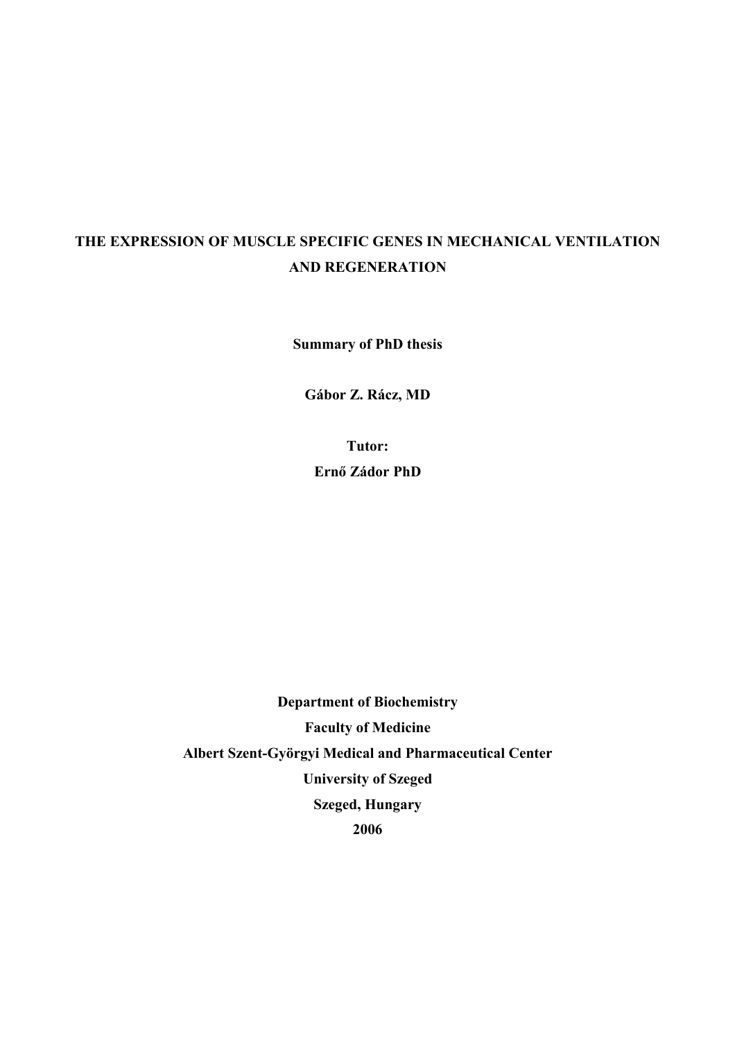# THE EXPRESSION OF MUSCLE SPECIFIC GENES IN MECHANICAL VENTILATION AND REGENERATION

**Summary of PhD thesis**

**Gábor Z. Rácz, MD**

**Tutor:**
**Ernő Zádor PhD**

**Department of Biochemistry**
**Faculty of Medicine**
**Albert Szent-Györgyi Medical and Pharmaceutical Center**
**University of Szeged**
**Szeged, Hungary**
**2006**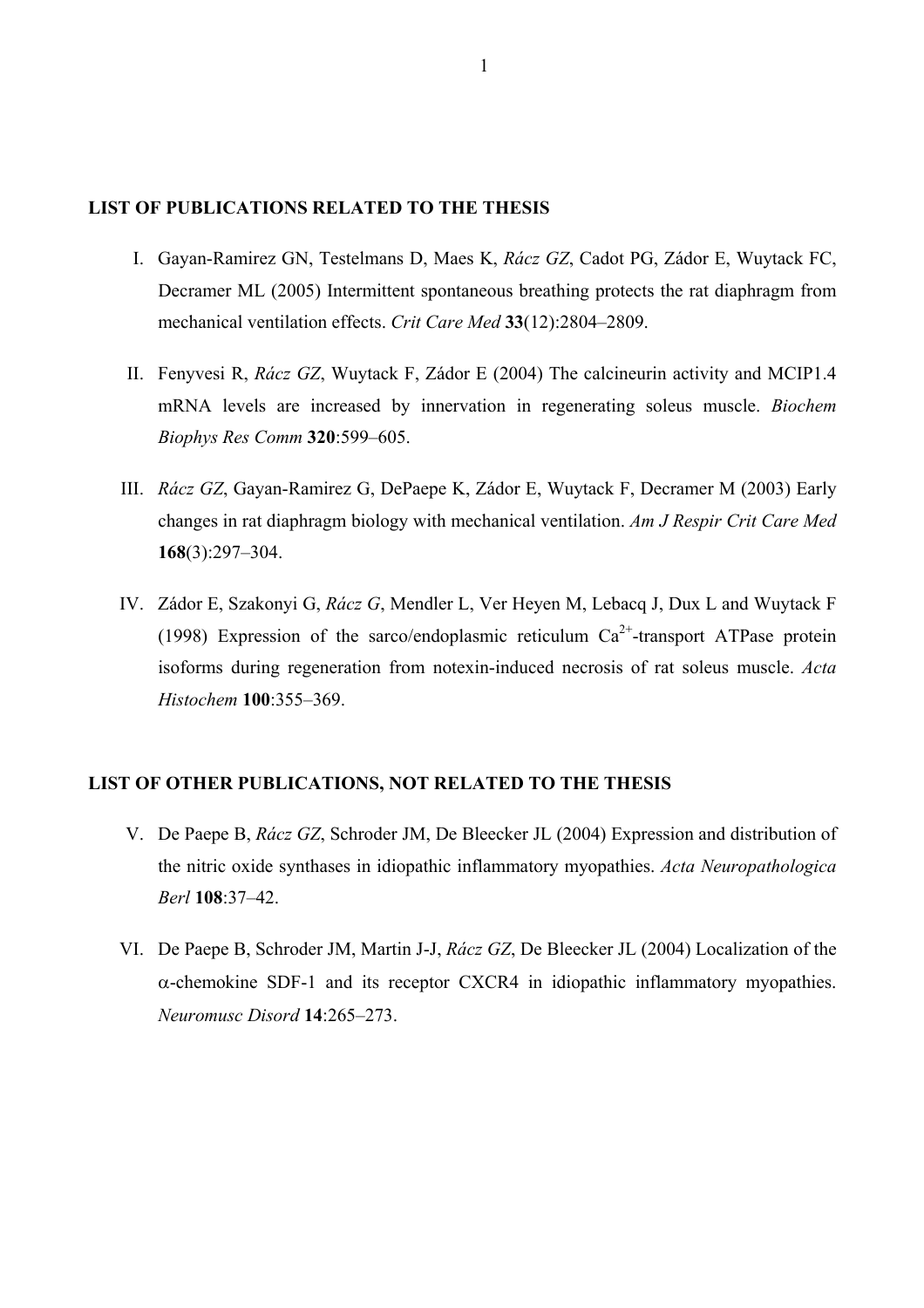## LIST OF PUBLICATIONS RELATED TO THE THESIS

I. Gayan-Ramirez GN, Testelmans D, Maes K, *Rácz GZ*, Cadot PG, Zádor E, Wuytack FC, Decramer ML (2005) Intermittent spontaneous breathing protects the rat diaphragm from mechanical ventilation effects. *Crit Care Med* **33**(12):2804–2809.

II. Fenyvesi R, *Rácz GZ*, Wuytack F, Zádor E (2004) The calcineurin activity and MCIP1.4 mRNA levels are increased by innervation in regenerating soleus muscle. *Biochem Biophys Res Comm* **320**:599–605.

III. *Rácz GZ*, Gayan-Ramirez G, DePaepe K, Zádor E, Wuytack F, Decramer M (2003) Early changes in rat diaphragm biology with mechanical ventilation. *Am J Respir Crit Care Med* **168**(3):297–304.

IV. Zádor E, Szakonyi G, *Rácz G*, Mendler L, Ver Heyen M, Lebacq J, Dux L and Wuytack F (1998) Expression of the sarco/endoplasmic reticulum $Ca^{2+}$-transport ATPase protein isoforms during regeneration from notexin-induced necrosis of rat soleus muscle. *Acta Histochem* **100**:355–369.

## LIST OF OTHER PUBLICATIONS, NOT RELATED TO THE THESIS

V. De Paepe B, *Rácz GZ*, Schroder JM, De Bleecker JL (2004) Expression and distribution of the nitric oxide synthases in idiopathic inflammatory myopathies. *Acta Neuropathologica Berl* **108**:37–42.

VI. De Paepe B, Schroder JM, Martin J-J, *Rácz GZ*, De Bleecker JL (2004) Localization of the $\alpha$-chemokine SDF-1 and its receptor CXCR4 in idiopathic inflammatory myopathies. *Neuromusc Disord* **14**:265–273.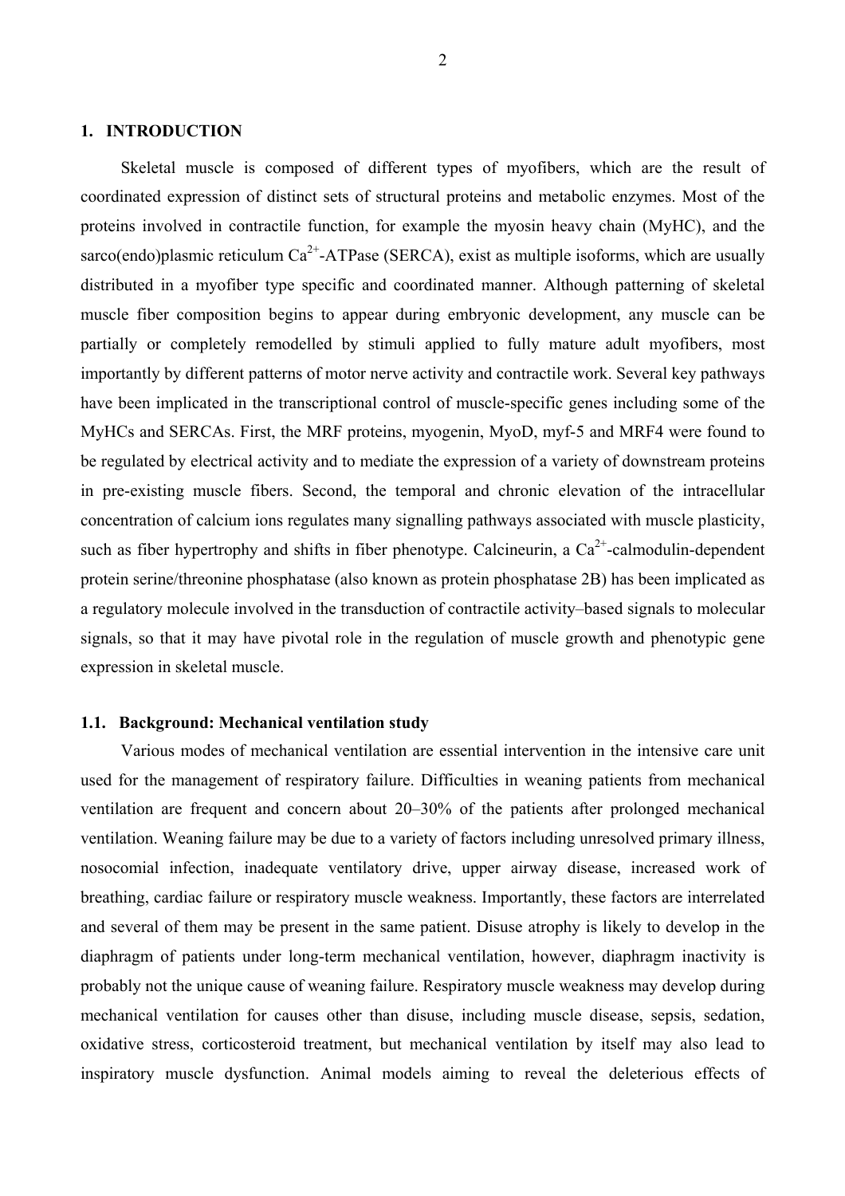## 1. INTRODUCTION

Skeletal muscle is composed of different types of myofibers, which are the result of coordinated expression of distinct sets of structural proteins and metabolic enzymes. Most of the proteins involved in contractile function, for example the myosin heavy chain (MyHC), and the sarco(endo)plasmic reticulum $Ca^{2+}$-ATPase (SERCA), exist as multiple isoforms, which are usually distributed in a myofiber type specific and coordinated manner. Although patterning of skeletal muscle fiber composition begins to appear during embryonic development, any muscle can be partially or completely remodelled by stimuli applied to fully mature adult myofibers, most importantly by different patterns of motor nerve activity and contractile work. Several key pathways have been implicated in the transcriptional control of muscle-specific genes including some of the MyHCs and SERCAs. First, the MRF proteins, myogenin, MyoD, myf-5 and MRF4 were found to be regulated by electrical activity and to mediate the expression of a variety of downstream proteins in pre-existing muscle fibers. Second, the temporal and chronic elevation of the intracellular concentration of calcium ions regulates many signalling pathways associated with muscle plasticity, such as fiber hypertrophy and shifts in fiber phenotype. Calcineurin, a $Ca^{2+}$-calmodulin-dependent protein serine/threonine phosphatase (also known as protein phosphatase 2B) has been implicated as a regulatory molecule involved in the transduction of contractile activity–based signals to molecular signals, so that it may have pivotal role in the regulation of muscle growth and phenotypic gene expression in skeletal muscle.

### 1.1. Background: Mechanical ventilation study

Various modes of mechanical ventilation are essential intervention in the intensive care unit used for the management of respiratory failure. Difficulties in weaning patients from mechanical ventilation are frequent and concern about 20–30% of the patients after prolonged mechanical ventilation. Weaning failure may be due to a variety of factors including unresolved primary illness, nosocomial infection, inadequate ventilatory drive, upper airway disease, increased work of breathing, cardiac failure or respiratory muscle weakness. Importantly, these factors are interrelated and several of them may be present in the same patient. Disuse atrophy is likely to develop in the diaphragm of patients under long-term mechanical ventilation, however, diaphragm inactivity is probably not the unique cause of weaning failure. Respiratory muscle weakness may develop during mechanical ventilation for causes other than disuse, including muscle disease, sepsis, sedation, oxidative stress, corticosteroid treatment, but mechanical ventilation by itself may also lead to inspiratory muscle dysfunction. Animal models aiming to reveal the deleterious effects of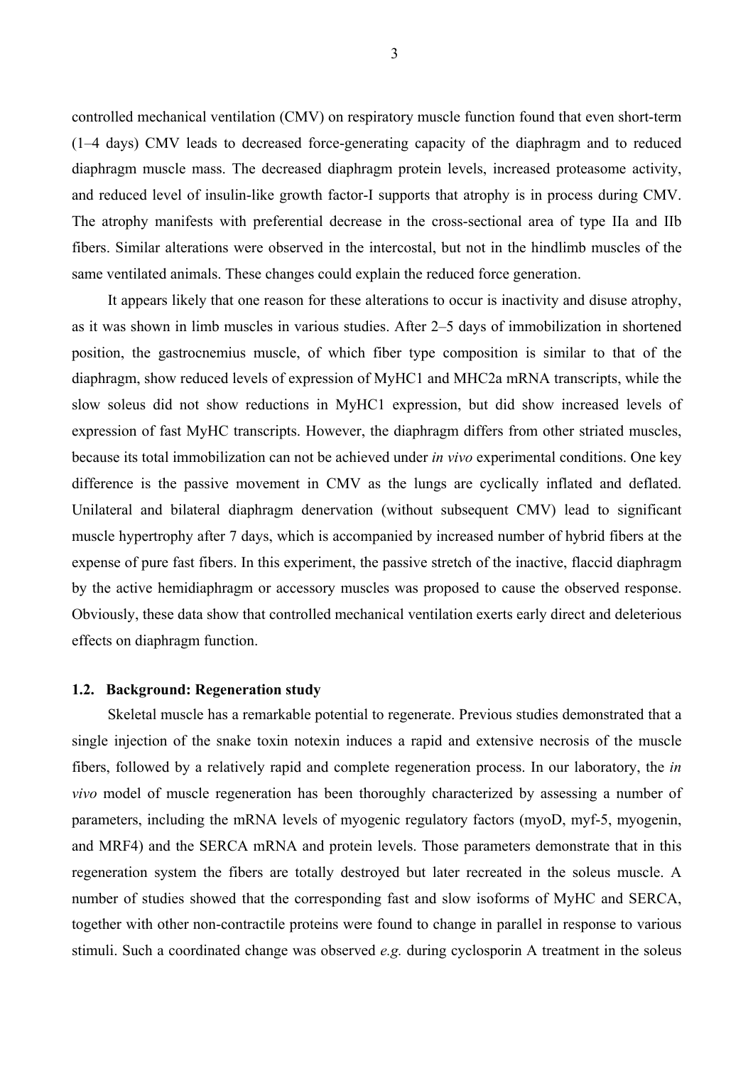controlled mechanical ventilation (CMV) on respiratory muscle function found that even short-term (1–4 days) CMV leads to decreased force-generating capacity of the diaphragm and to reduced diaphragm muscle mass. The decreased diaphragm protein levels, increased proteasome activity, and reduced level of insulin-like growth factor-I supports that atrophy is in process during CMV. The atrophy manifests with preferential decrease in the cross-sectional area of type IIa and IIb fibers. Similar alterations were observed in the intercostal, but not in the hindlimb muscles of the same ventilated animals. These changes could explain the reduced force generation.

It appears likely that one reason for these alterations to occur is inactivity and disuse atrophy, as it was shown in limb muscles in various studies. After 2–5 days of immobilization in shortened position, the gastrocnemius muscle, of which fiber type composition is similar to that of the diaphragm, show reduced levels of expression of MyHC1 and MHC2a mRNA transcripts, while the slow soleus did not show reductions in MyHC1 expression, but did show increased levels of expression of fast MyHC transcripts. However, the diaphragm differs from other striated muscles, because its total immobilization can not be achieved under *in vivo* experimental conditions. One key difference is the passive movement in CMV as the lungs are cyclically inflated and deflated. Unilateral and bilateral diaphragm denervation (without subsequent CMV) lead to significant muscle hypertrophy after 7 days, which is accompanied by increased number of hybrid fibers at the expense of pure fast fibers. In this experiment, the passive stretch of the inactive, flaccid diaphragm by the active hemidiaphragm or accessory muscles was proposed to cause the observed response. Obviously, these data show that controlled mechanical ventilation exerts early direct and deleterious effects on diaphragm function.

### 1.2. Background: Regeneration study

Skeletal muscle has a remarkable potential to regenerate. Previous studies demonstrated that a single injection of the snake toxin notexin induces a rapid and extensive necrosis of the muscle fibers, followed by a relatively rapid and complete regeneration process. In our laboratory, the *in vivo* model of muscle regeneration has been thoroughly characterized by assessing a number of parameters, including the mRNA levels of myogenic regulatory factors (myoD, myf-5, myogenin, and MRF4) and the SERCA mRNA and protein levels. Those parameters demonstrate that in this regeneration system the fibers are totally destroyed but later recreated in the soleus muscle. A number of studies showed that the corresponding fast and slow isoforms of MyHC and SERCA, together with other non-contractile proteins were found to change in parallel in response to various stimuli. Such a coordinated change was observed *e.g.* during cyclosporin A treatment in the soleus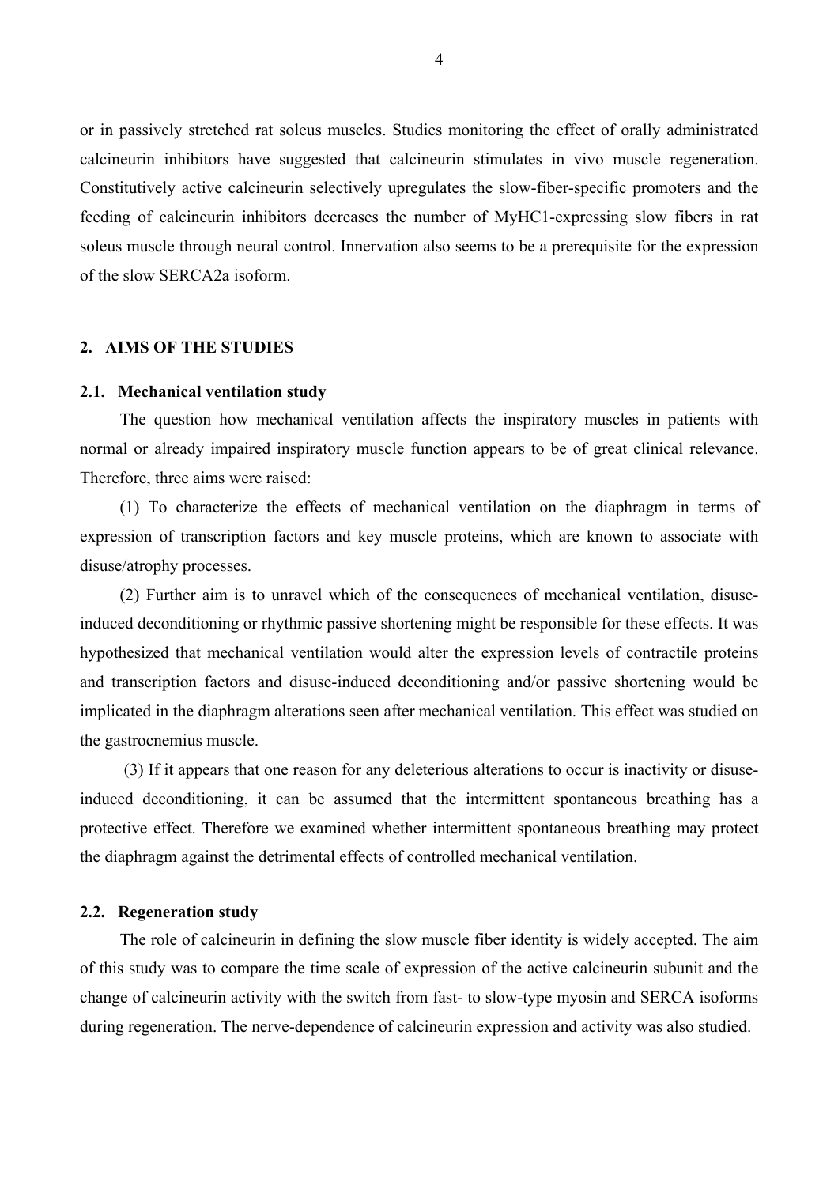or in passively stretched rat soleus muscles. Studies monitoring the effect of orally administrated calcineurin inhibitors have suggested that calcineurin stimulates in vivo muscle regeneration. Constitutively active calcineurin selectively upregulates the slow-fiber-specific promoters and the feeding of calcineurin inhibitors decreases the number of MyHC1-expressing slow fibers in rat soleus muscle through neural control. Innervation also seems to be a prerequisite for the expression of the slow SERCA2a isoform.

## 2. AIMS OF THE STUDIES

### 2.1. Mechanical ventilation study

The question how mechanical ventilation affects the inspiratory muscles in patients with normal or already impaired inspiratory muscle function appears to be of great clinical relevance. Therefore, three aims were raised:

(1) To characterize the effects of mechanical ventilation on the diaphragm in terms of expression of transcription factors and key muscle proteins, which are known to associate with disuse/atrophy processes.

(2) Further aim is to unravel which of the consequences of mechanical ventilation, disuse-induced deconditioning or rhythmic passive shortening might be responsible for these effects. It was hypothesized that mechanical ventilation would alter the expression levels of contractile proteins and transcription factors and disuse-induced deconditioning and/or passive shortening would be implicated in the diaphragm alterations seen after mechanical ventilation. This effect was studied on the gastrocnemius muscle.

(3) If it appears that one reason for any deleterious alterations to occur is inactivity or disuse-induced deconditioning, it can be assumed that the intermittent spontaneous breathing has a protective effect. Therefore we examined whether intermittent spontaneous breathing may protect the diaphragm against the detrimental effects of controlled mechanical ventilation.

### 2.2. Regeneration study

The role of calcineurin in defining the slow muscle fiber identity is widely accepted. The aim of this study was to compare the time scale of expression of the active calcineurin subunit and the change of calcineurin activity with the switch from fast- to slow-type myosin and SERCA isoforms during regeneration. The nerve-dependence of calcineurin expression and activity was also studied.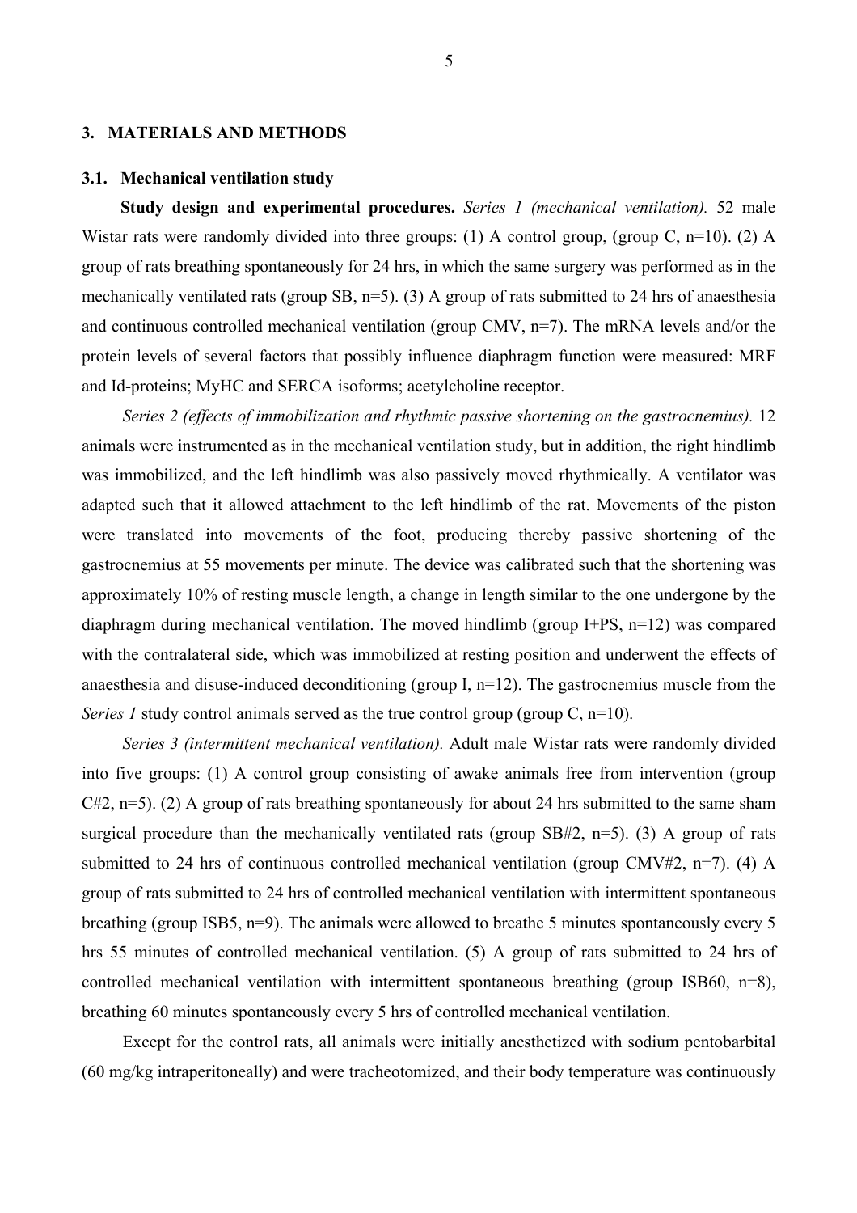## 3. MATERIALS AND METHODS

### 3.1. Mechanical ventilation study

**Study design and experimental procedures.** *Series 1 (mechanical ventilation).* 52 male Wistar rats were randomly divided into three groups: (1) A control group, (group C, n=10). (2) A group of rats breathing spontaneously for 24 hrs, in which the same surgery was performed as in the mechanically ventilated rats (group SB, n=5). (3) A group of rats submitted to 24 hrs of anaesthesia and continuous controlled mechanical ventilation (group CMV, n=7). The mRNA levels and/or the protein levels of several factors that possibly influence diaphragm function were measured: MRF and Id-proteins; MyHC and SERCA isoforms; acetylcholine receptor.

*Series 2 (effects of immobilization and rhythmic passive shortening on the gastrocnemius).* 12 animals were instrumented as in the mechanical ventilation study, but in addition, the right hindlimb was immobilized, and the left hindlimb was also passively moved rhythmically. A ventilator was adapted such that it allowed attachment to the left hindlimb of the rat. Movements of the piston were translated into movements of the foot, producing thereby passive shortening of the gastrocnemius at 55 movements per minute. The device was calibrated such that the shortening was approximately 10% of resting muscle length, a change in length similar to the one undergone by the diaphragm during mechanical ventilation. The moved hindlimb (group I+PS, n=12) was compared with the contralateral side, which was immobilized at resting position and underwent the effects of anaesthesia and disuse-induced deconditioning (group I, n=12). The gastrocnemius muscle from the *Series 1* study control animals served as the true control group (group C, n=10).

*Series 3 (intermittent mechanical ventilation).* Adult male Wistar rats were randomly divided into five groups: (1) A control group consisting of awake animals free from intervention (group C#2, n=5). (2) A group of rats breathing spontaneously for about 24 hrs submitted to the same sham surgical procedure than the mechanically ventilated rats (group SB#2, n=5). (3) A group of rats submitted to 24 hrs of continuous controlled mechanical ventilation (group CMV#2, n=7). (4) A group of rats submitted to 24 hrs of controlled mechanical ventilation with intermittent spontaneous breathing (group ISB5, n=9). The animals were allowed to breathe 5 minutes spontaneously every 5 hrs 55 minutes of controlled mechanical ventilation. (5) A group of rats submitted to 24 hrs of controlled mechanical ventilation with intermittent spontaneous breathing (group ISB60, n=8), breathing 60 minutes spontaneously every 5 hrs of controlled mechanical ventilation.

Except for the control rats, all animals were initially anesthetized with sodium pentobarbital (60 mg/kg intraperitoneally) and were tracheotomized, and their body temperature was continuously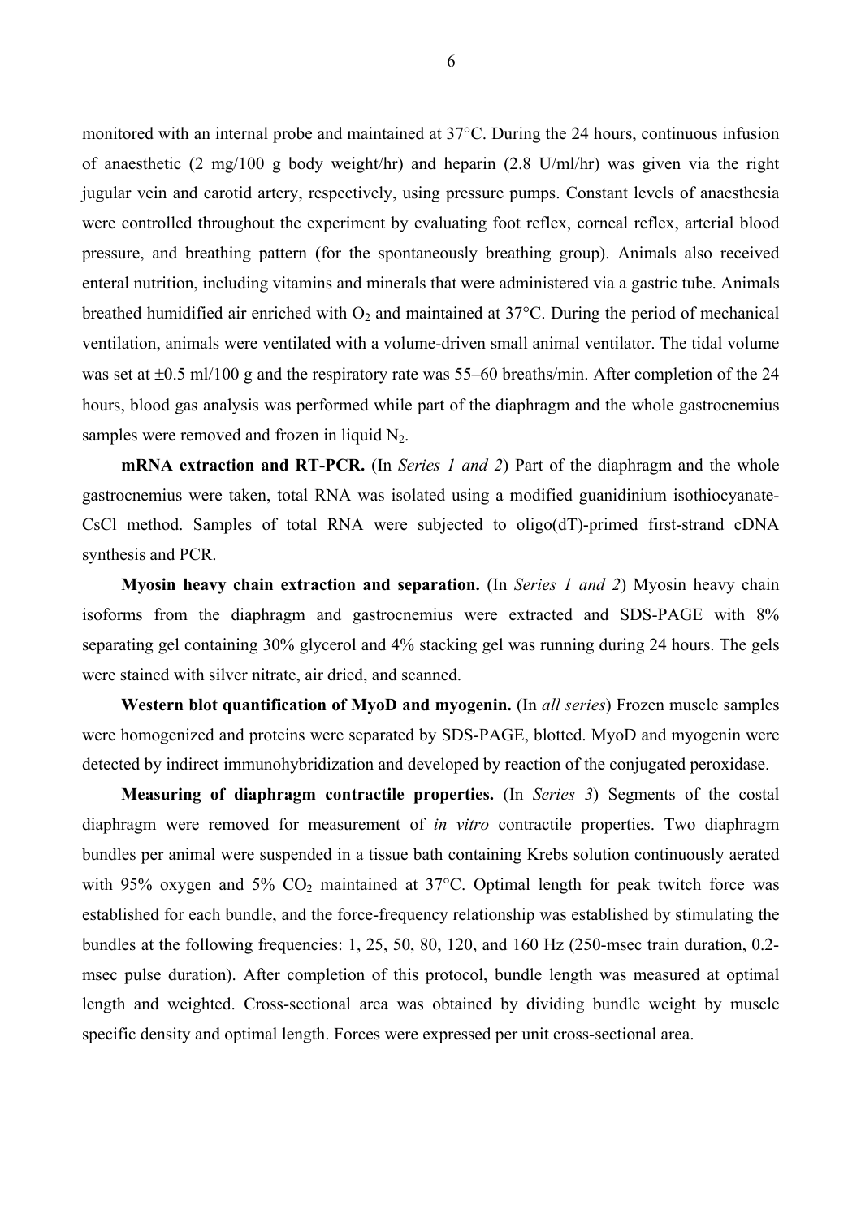monitored with an internal probe and maintained at 37°C. During the 24 hours, continuous infusion of anaesthetic (2 mg/100 g body weight/hr) and heparin (2.8 U/ml/hr) was given via the right jugular vein and carotid artery, respectively, using pressure pumps. Constant levels of anaesthesia were controlled throughout the experiment by evaluating foot reflex, corneal reflex, arterial blood pressure, and breathing pattern (for the spontaneously breathing group). Animals also received enteral nutrition, including vitamins and minerals that were administered via a gastric tube. Animals breathed humidified air enriched with $O_2$ and maintained at 37°C. During the period of mechanical ventilation, animals were ventilated with a volume-driven small animal ventilator. The tidal volume was set at ±0.5 ml/100 g and the respiratory rate was 55–60 breaths/min. After completion of the 24 hours, blood gas analysis was performed while part of the diaphragm and the whole gastrocnemius samples were removed and frozen in liquid $N_2$.

**mRNA extraction and RT-PCR.** (In *Series 1 and 2*) Part of the diaphragm and the whole gastrocnemius were taken, total RNA was isolated using a modified guanidinium isothiocyanate-CsCl method. Samples of total RNA were subjected to oligo(dT)-primed first-strand cDNA synthesis and PCR.

**Myosin heavy chain extraction and separation.** (In *Series 1 and 2*) Myosin heavy chain isoforms from the diaphragm and gastrocnemius were extracted and SDS-PAGE with 8% separating gel containing 30% glycerol and 4% stacking gel was running during 24 hours. The gels were stained with silver nitrate, air dried, and scanned.

**Western blot quantification of MyoD and myogenin.** (In *all series*) Frozen muscle samples were homogenized and proteins were separated by SDS-PAGE, blotted. MyoD and myogenin were detected by indirect immunohybridization and developed by reaction of the conjugated peroxidase.

**Measuring of diaphragm contractile properties.** (In *Series 3*) Segments of the costal diaphragm were removed for measurement of *in vitro* contractile properties. Two diaphragm bundles per animal were suspended in a tissue bath containing Krebs solution continuously aerated with 95% oxygen and 5% $CO_2$ maintained at 37°C. Optimal length for peak twitch force was established for each bundle, and the force-frequency relationship was established by stimulating the bundles at the following frequencies: 1, 25, 50, 80, 120, and 160 Hz (250-msec train duration, 0.2-msec pulse duration). After completion of this protocol, bundle length was measured at optimal length and weighted. Cross-sectional area was obtained by dividing bundle weight by muscle specific density and optimal length. Forces were expressed per unit cross-sectional area.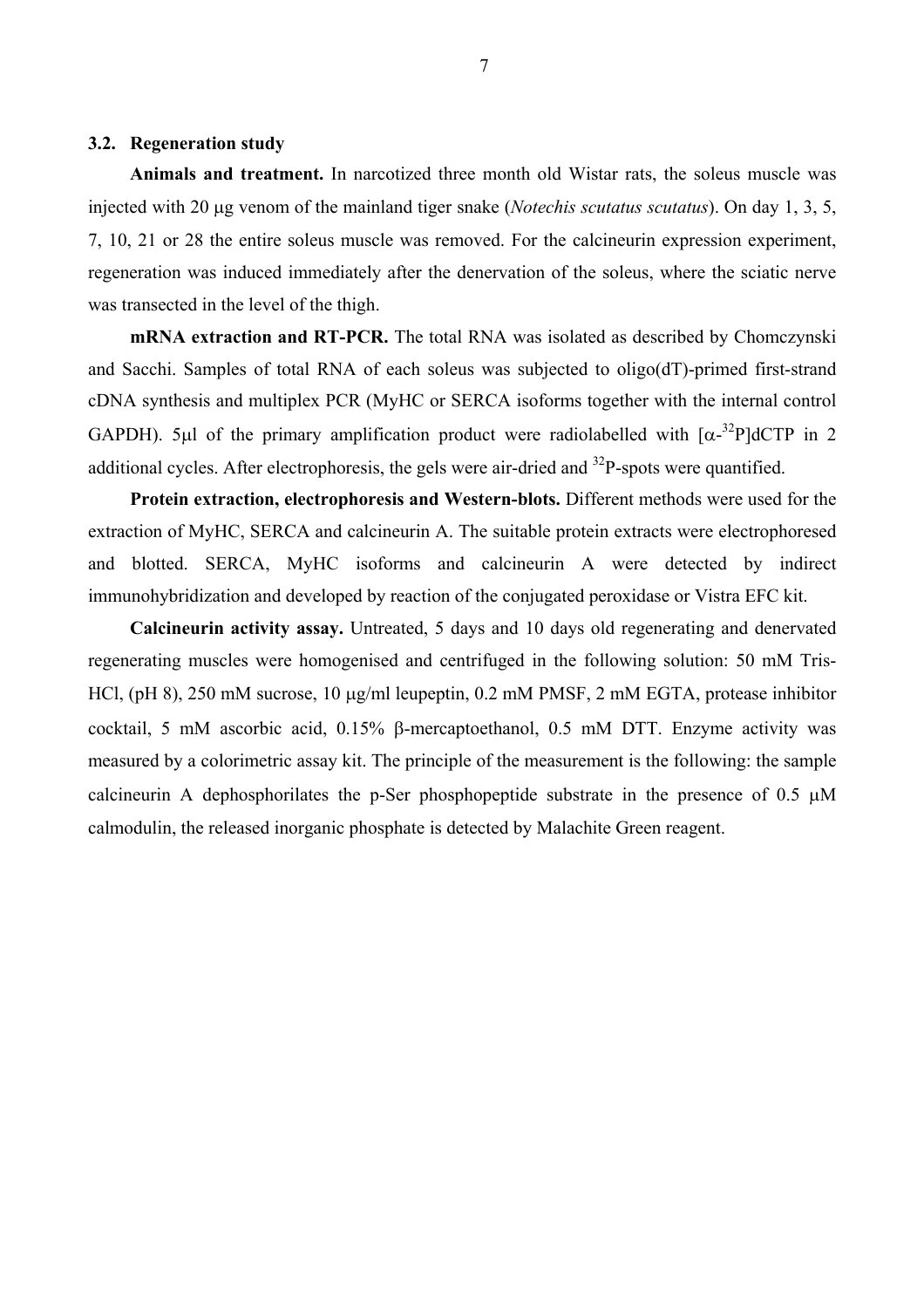### 3.2. Regeneration study

**Animals and treatment.** In narcotized three month old Wistar rats, the soleus muscle was injected with 20 μg venom of the mainland tiger snake (*Notechis scutatus scutatus*). On day 1, 3, 5, 7, 10, 21 or 28 the entire soleus muscle was removed. For the calcineurin expression experiment, regeneration was induced immediately after the denervation of the soleus, where the sciatic nerve was transected in the level of the thigh.

**mRNA extraction and RT-PCR.** The total RNA was isolated as described by Chomczynski and Sacchi. Samples of total RNA of each soleus was subjected to oligo(dT)-primed first-strand cDNA synthesis and multiplex PCR (MyHC or SERCA isoforms together with the internal control GAPDH). 5μl of the primary amplification product were radiolabelled with [$\alpha$-$^{32}$P]dCTP in 2 additional cycles. After electrophoresis, the gels were air-dried and $^{32}$P-spots were quantified.

**Protein extraction, electrophoresis and Western-blots.** Different methods were used for the extraction of MyHC, SERCA and calcineurin A. The suitable protein extracts were electrophoresed and blotted. SERCA, MyHC isoforms and calcineurin A were detected by indirect immunohybridization and developed by reaction of the conjugated peroxidase or Vistra EFC kit.

**Calcineurin activity assay.** Untreated, 5 days and 10 days old regenerating and denervated regenerating muscles were homogenised and centrifuged in the following solution: 50 mM Tris-HCl, (pH 8), 250 mM sucrose, 10 μg/ml leupeptin, 0.2 mM PMSF, 2 mM EGTA, protease inhibitor cocktail, 5 mM ascorbic acid, 0.15% β-mercaptoethanol, 0.5 mM DTT. Enzyme activity was measured by a colorimetric assay kit. The principle of the measurement is the following: the sample calcineurin A dephosphorilates the p-Ser phosphopeptide substrate in the presence of 0.5 μM calmodulin, the released inorganic phosphate is detected by Malachite Green reagent.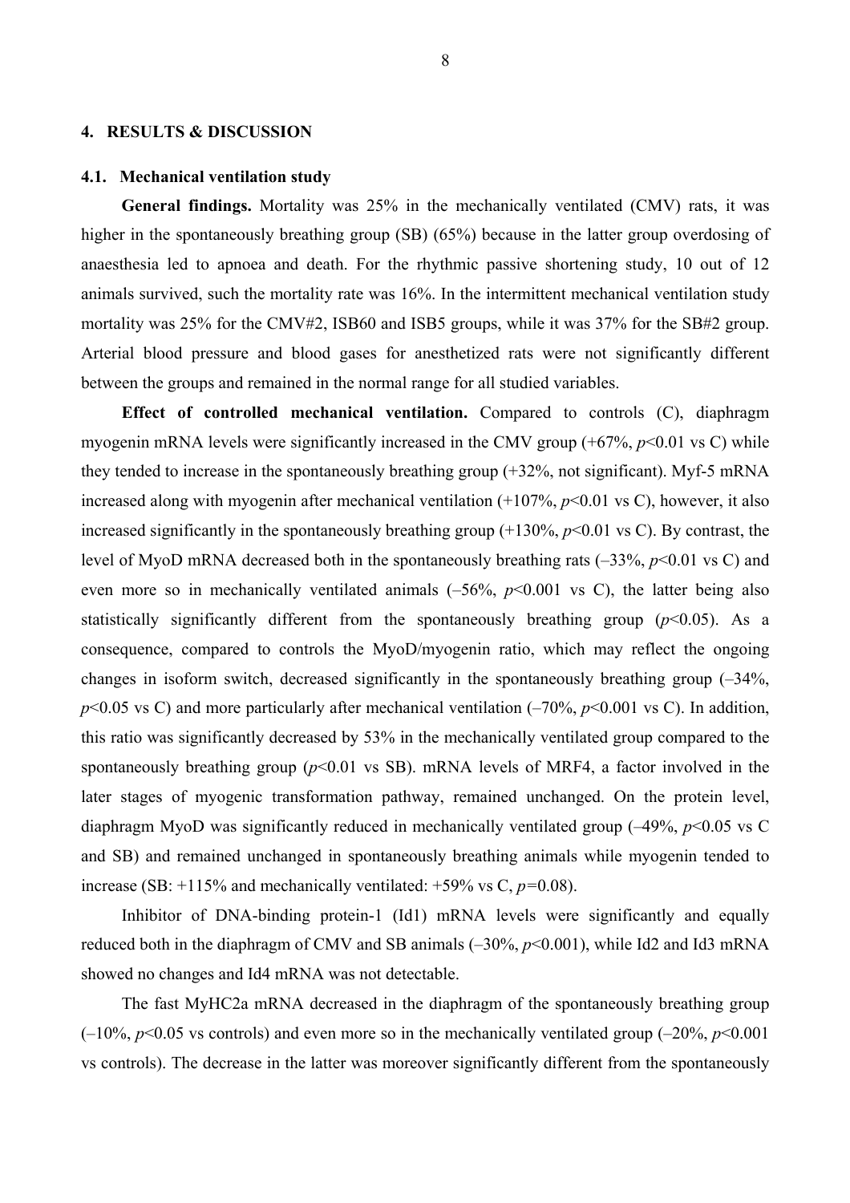## 4. RESULTS & DISCUSSION

### 4.1. Mechanical ventilation study

**General findings.** Mortality was 25% in the mechanically ventilated (CMV) rats, it was higher in the spontaneously breathing group (SB) (65%) because in the latter group overdosing of anaesthesia led to apnoea and death. For the rhythmic passive shortening study, 10 out of 12 animals survived, such the mortality rate was 16%. In the intermittent mechanical ventilation study mortality was 25% for the CMV#2, ISB60 and ISB5 groups, while it was 37% for the SB#2 group. Arterial blood pressure and blood gases for anesthetized rats were not significantly different between the groups and remained in the normal range for all studied variables.

**Effect of controlled mechanical ventilation.** Compared to controls (C), diaphragm myogenin mRNA levels were significantly increased in the CMV group (+67%, $p<0.01$ vs C) while they tended to increase in the spontaneously breathing group (+32%, not significant). Myf-5 mRNA increased along with myogenin after mechanical ventilation (+107%, $p<0.01$ vs C), however, it also increased significantly in the spontaneously breathing group (+130%, $p<0.01$ vs C). By contrast, the level of MyoD mRNA decreased both in the spontaneously breathing rats (–33%, $p<0.01$ vs C) and even more so in mechanically ventilated animals (–56%, $p<0.001$ vs C), the latter being also statistically significantly different from the spontaneously breathing group ($p<0.05$). As a consequence, compared to controls the MyoD/myogenin ratio, which may reflect the ongoing changes in isoform switch, decreased significantly in the spontaneously breathing group (–34%, $p<0.05$ vs C) and more particularly after mechanical ventilation (–70%, $p<0.001$ vs C). In addition, this ratio was significantly decreased by 53% in the mechanically ventilated group compared to the spontaneously breathing group ($p<0.01$ vs SB). mRNA levels of MRF4, a factor involved in the later stages of myogenic transformation pathway, remained unchanged. On the protein level, diaphragm MyoD was significantly reduced in mechanically ventilated group (–49%, $p<0.05$ vs C and SB) and remained unchanged in spontaneously breathing animals while myogenin tended to increase (SB: +115% and mechanically ventilated: +59% vs C, $p=0.08$).

Inhibitor of DNA-binding protein-1 (Id1) mRNA levels were significantly and equally reduced both in the diaphragm of CMV and SB animals (–30%, $p<0.001$), while Id2 and Id3 mRNA showed no changes and Id4 mRNA was not detectable.

The fast MyHC2a mRNA decreased in the diaphragm of the spontaneously breathing group (–10%, $p<0.05$ vs controls) and even more so in the mechanically ventilated group (–20%, $p<0.001$ vs controls). The decrease in the latter was moreover significantly different from the spontaneously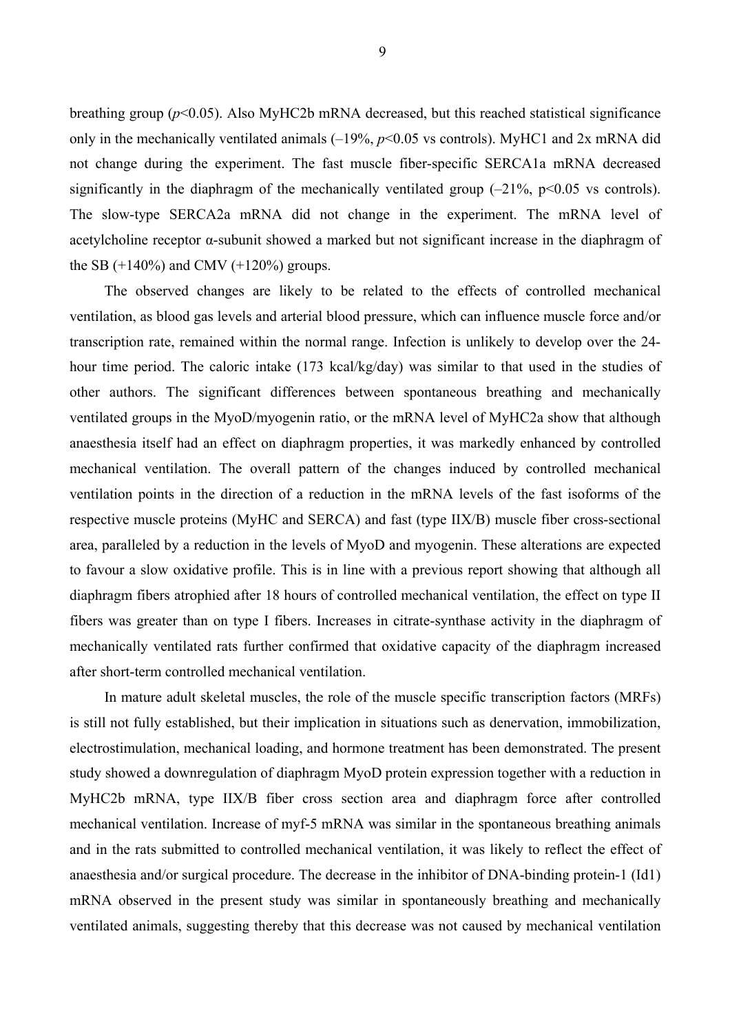breathing group ($p<0.05$). Also MyHC2b mRNA decreased, but this reached statistical significance only in the mechanically ventilated animals (–19%, $p<0.05$ vs controls). MyHC1 and 2x mRNA did not change during the experiment. The fast muscle fiber-specific SERCA1a mRNA decreased significantly in the diaphragm of the mechanically ventilated group (–21%, $p<0.05$ vs controls). The slow-type SERCA2a mRNA did not change in the experiment. The mRNA level of acetylcholine receptor α-subunit showed a marked but not significant increase in the diaphragm of the SB (+140%) and CMV (+120%) groups.

The observed changes are likely to be related to the effects of controlled mechanical ventilation, as blood gas levels and arterial blood pressure, which can influence muscle force and/or transcription rate, remained within the normal range. Infection is unlikely to develop over the 24-hour time period. The caloric intake (173 kcal/kg/day) was similar to that used in the studies of other authors. The significant differences between spontaneous breathing and mechanically ventilated groups in the MyoD/myogenin ratio, or the mRNA level of MyHC2a show that although anaesthesia itself had an effect on diaphragm properties, it was markedly enhanced by controlled mechanical ventilation. The overall pattern of the changes induced by controlled mechanical ventilation points in the direction of a reduction in the mRNA levels of the fast isoforms of the respective muscle proteins (MyHC and SERCA) and fast (type IIX/B) muscle fiber cross-sectional area, paralleled by a reduction in the levels of MyoD and myogenin. These alterations are expected to favour a slow oxidative profile. This is in line with a previous report showing that although all diaphragm fibers atrophied after 18 hours of controlled mechanical ventilation, the effect on type II fibers was greater than on type I fibers. Increases in citrate-synthase activity in the diaphragm of mechanically ventilated rats further confirmed that oxidative capacity of the diaphragm increased after short-term controlled mechanical ventilation.

In mature adult skeletal muscles, the role of the muscle specific transcription factors (MRFs) is still not fully established, but their implication in situations such as denervation, immobilization, electrostimulation, mechanical loading, and hormone treatment has been demonstrated. The present study showed a downregulation of diaphragm MyoD protein expression together with a reduction in MyHC2b mRNA, type IIX/B fiber cross section area and diaphragm force after controlled mechanical ventilation. Increase of myf-5 mRNA was similar in the spontaneous breathing animals and in the rats submitted to controlled mechanical ventilation, it was likely to reflect the effect of anaesthesia and/or surgical procedure. The decrease in the inhibitor of DNA-binding protein-1 (Id1) mRNA observed in the present study was similar in spontaneously breathing and mechanically ventilated animals, suggesting thereby that this decrease was not caused by mechanical ventilation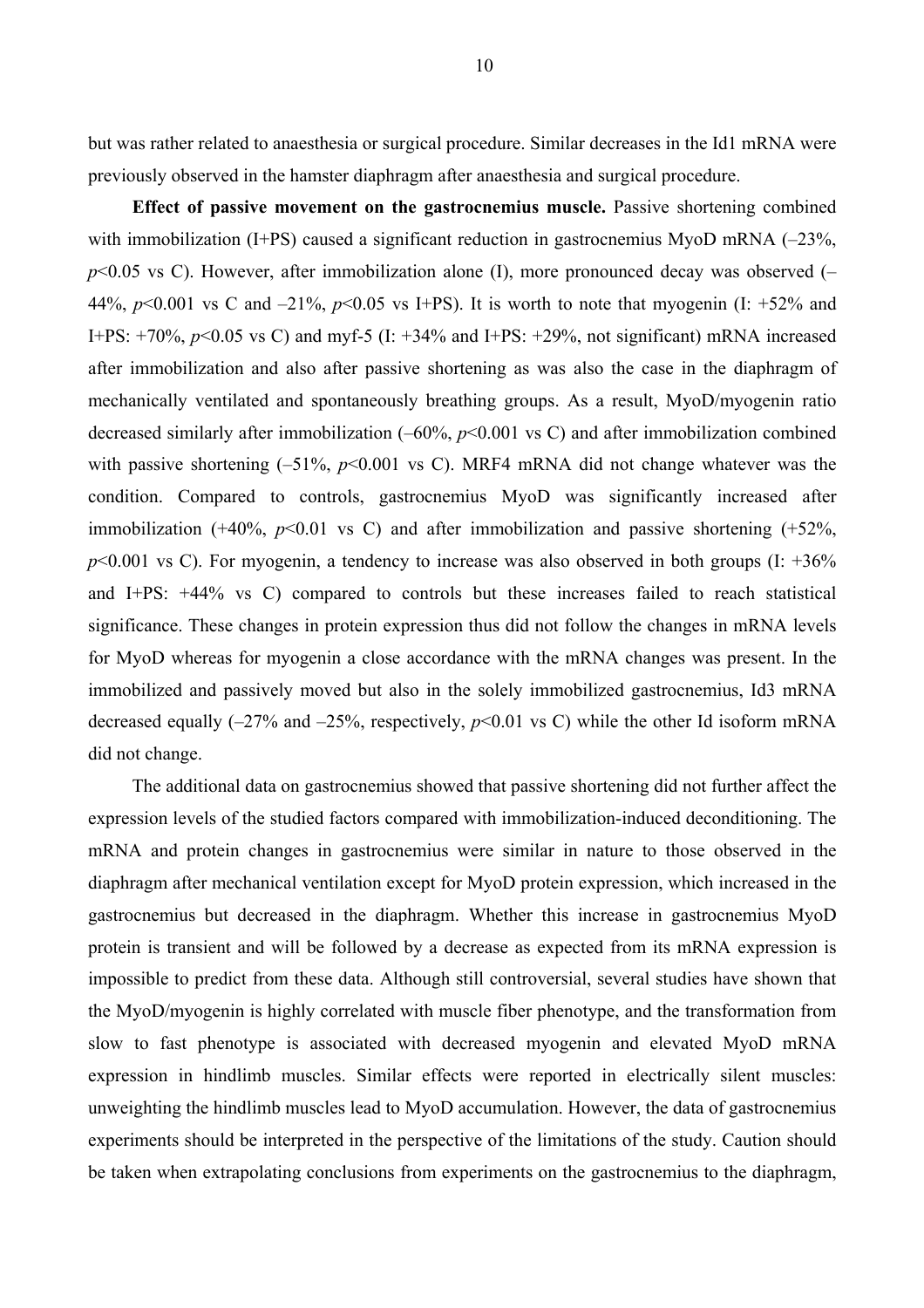but was rather related to anaesthesia or surgical procedure. Similar decreases in the Id1 mRNA were previously observed in the hamster diaphragm after anaesthesia and surgical procedure.

**Effect of passive movement on the gastrocnemius muscle.** Passive shortening combined with immobilization (I+PS) caused a significant reduction in gastrocnemius MyoD mRNA (–23%, $p<0.05$ vs C). However, after immobilization alone (I), more pronounced decay was observed (–44%, $p<0.001$ vs C and –21%, $p<0.05$ vs I+PS). It is worth to note that myogenin (I: +52% and I+PS: +70%, $p<0.05$ vs C) and myf-5 (I: +34% and I+PS: +29%, not significant) mRNA increased after immobilization and also after passive shortening as was also the case in the diaphragm of mechanically ventilated and spontaneously breathing groups. As a result, MyoD/myogenin ratio decreased similarly after immobilization (–60%, $p<0.001$ vs C) and after immobilization combined with passive shortening (–51%, $p<0.001$ vs C). MRF4 mRNA did not change whatever was the condition. Compared to controls, gastrocnemius MyoD was significantly increased after immobilization (+40%, $p<0.01$ vs C) and after immobilization and passive shortening (+52%, $p<0.001$ vs C). For myogenin, a tendency to increase was also observed in both groups (I: +36% and I+PS: +44% vs C) compared to controls but these increases failed to reach statistical significance. These changes in protein expression thus did not follow the changes in mRNA levels for MyoD whereas for myogenin a close accordance with the mRNA changes was present. In the immobilized and passively moved but also in the solely immobilized gastrocnemius, Id3 mRNA decreased equally (–27% and –25%, respectively, $p<0.01$ vs C) while the other Id isoform mRNA did not change.

The additional data on gastrocnemius showed that passive shortening did not further affect the expression levels of the studied factors compared with immobilization-induced deconditioning. The mRNA and protein changes in gastrocnemius were similar in nature to those observed in the diaphragm after mechanical ventilation except for MyoD protein expression, which increased in the gastrocnemius but decreased in the diaphragm. Whether this increase in gastrocnemius MyoD protein is transient and will be followed by a decrease as expected from its mRNA expression is impossible to predict from these data. Although still controversial, several studies have shown that the MyoD/myogenin is highly correlated with muscle fiber phenotype, and the transformation from slow to fast phenotype is associated with decreased myogenin and elevated MyoD mRNA expression in hindlimb muscles. Similar effects were reported in electrically silent muscles: unweighting the hindlimb muscles lead to MyoD accumulation. However, the data of gastrocnemius experiments should be interpreted in the perspective of the limitations of the study. Caution should be taken when extrapolating conclusions from experiments on the gastrocnemius to the diaphragm,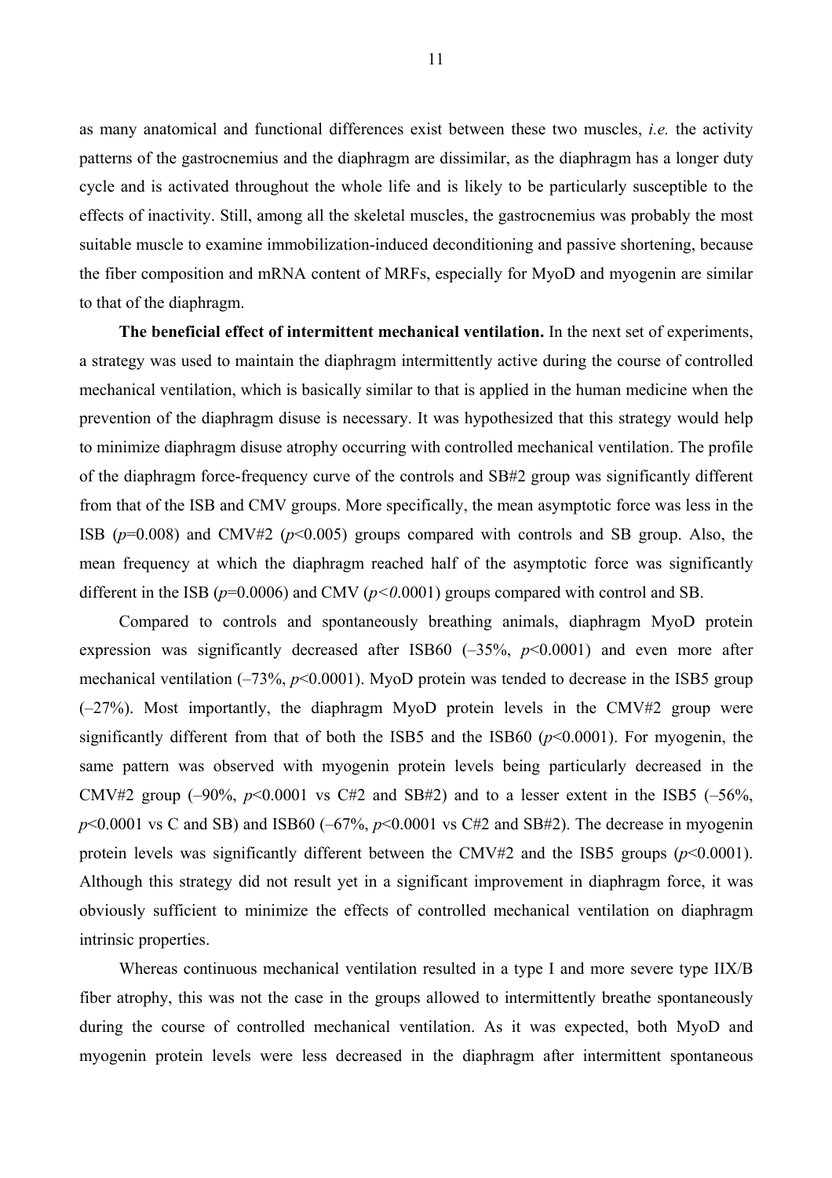as many anatomical and functional differences exist between these two muscles, *i.e.* the activity patterns of the gastrocnemius and the diaphragm are dissimilar, as the diaphragm has a longer duty cycle and is activated throughout the whole life and is likely to be particularly susceptible to the effects of inactivity. Still, among all the skeletal muscles, the gastrocnemius was probably the most suitable muscle to examine immobilization-induced deconditioning and passive shortening, because the fiber composition and mRNA content of MRFs, especially for MyoD and myogenin are similar to that of the diaphragm.

**The beneficial effect of intermittent mechanical ventilation.** In the next set of experiments, a strategy was used to maintain the diaphragm intermittently active during the course of controlled mechanical ventilation, which is basically similar to that is applied in the human medicine when the prevention of the diaphragm disuse is necessary. It was hypothesized that this strategy would help to minimize diaphragm disuse atrophy occurring with controlled mechanical ventilation. The profile of the diaphragm force-frequency curve of the controls and SB#2 group was significantly different from that of the ISB and CMV groups. More specifically, the mean asymptotic force was less in the ISB ($p$=0.008) and CMV#2 ($p$<0.005) groups compared with controls and SB group. Also, the mean frequency at which the diaphragm reached half of the asymptotic force was significantly different in the ISB ($p$=0.0006) and CMV ($p$<0.0001) groups compared with control and SB.

Compared to controls and spontaneously breathing animals, diaphragm MyoD protein expression was significantly decreased after ISB60 (–35%, $p$<0.0001) and even more after mechanical ventilation (–73%, $p$<0.0001). MyoD protein was tended to decrease in the ISB5 group (–27%). Most importantly, the diaphragm MyoD protein levels in the CMV#2 group were significantly different from that of both the ISB5 and the ISB60 ($p$<0.0001). For myogenin, the same pattern was observed with myogenin protein levels being particularly decreased in the CMV#2 group (–90%, $p$<0.0001 vs C#2 and SB#2) and to a lesser extent in the ISB5 (–56%, $p$<0.0001 vs C and SB) and ISB60 (–67%, $p$<0.0001 vs C#2 and SB#2). The decrease in myogenin protein levels was significantly different between the CMV#2 and the ISB5 groups ($p$<0.0001). Although this strategy did not result yet in a significant improvement in diaphragm force, it was obviously sufficient to minimize the effects of controlled mechanical ventilation on diaphragm intrinsic properties.

Whereas continuous mechanical ventilation resulted in a type I and more severe type IIX/B fiber atrophy, this was not the case in the groups allowed to intermittently breathe spontaneously during the course of controlled mechanical ventilation. As it was expected, both MyoD and myogenin protein levels were less decreased in the diaphragm after intermittent spontaneous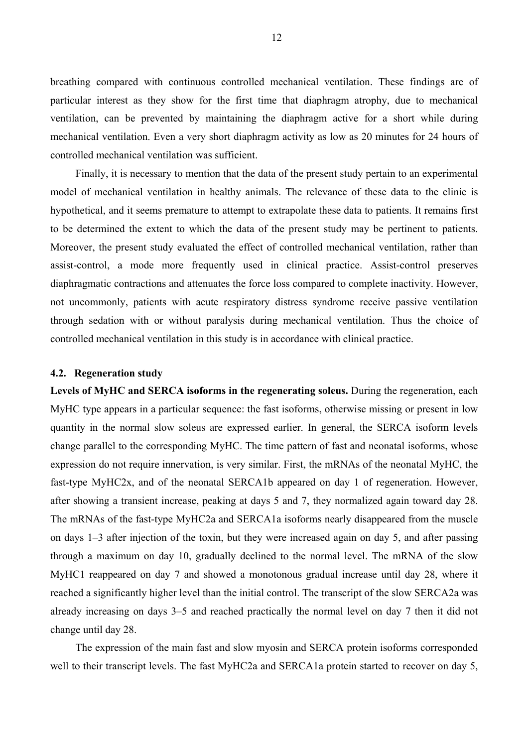breathing compared with continuous controlled mechanical ventilation. These findings are of particular interest as they show for the first time that diaphragm atrophy, due to mechanical ventilation, can be prevented by maintaining the diaphragm active for a short while during mechanical ventilation. Even a very short diaphragm activity as low as 20 minutes for 24 hours of controlled mechanical ventilation was sufficient.

Finally, it is necessary to mention that the data of the present study pertain to an experimental model of mechanical ventilation in healthy animals. The relevance of these data to the clinic is hypothetical, and it seems premature to attempt to extrapolate these data to patients. It remains first to be determined the extent to which the data of the present study may be pertinent to patients. Moreover, the present study evaluated the effect of controlled mechanical ventilation, rather than assist-control, a mode more frequently used in clinical practice. Assist-control preserves diaphragmatic contractions and attenuates the force loss compared to complete inactivity. However, not uncommonly, patients with acute respiratory distress syndrome receive passive ventilation through sedation with or without paralysis during mechanical ventilation. Thus the choice of controlled mechanical ventilation in this study is in accordance with clinical practice.

### 4.2. Regeneration study

**Levels of MyHC and SERCA isoforms in the regenerating soleus.** During the regeneration, each MyHC type appears in a particular sequence: the fast isoforms, otherwise missing or present in low quantity in the normal slow soleus are expressed earlier. In general, the SERCA isoform levels change parallel to the corresponding MyHC. The time pattern of fast and neonatal isoforms, whose expression do not require innervation, is very similar. First, the mRNAs of the neonatal MyHC, the fast-type MyHC2x, and of the neonatal SERCA1b appeared on day 1 of regeneration. However, after showing a transient increase, peaking at days 5 and 7, they normalized again toward day 28. The mRNAs of the fast-type MyHC2a and SERCA1a isoforms nearly disappeared from the muscle on days 1–3 after injection of the toxin, but they were increased again on day 5, and after passing through a maximum on day 10, gradually declined to the normal level. The mRNA of the slow MyHC1 reappeared on day 7 and showed a monotonous gradual increase until day 28, where it reached a significantly higher level than the initial control. The transcript of the slow SERCA2a was already increasing on days 3–5 and reached practically the normal level on day 7 then it did not change until day 28.

The expression of the main fast and slow myosin and SERCA protein isoforms corresponded well to their transcript levels. The fast MyHC2a and SERCA1a protein started to recover on day 5,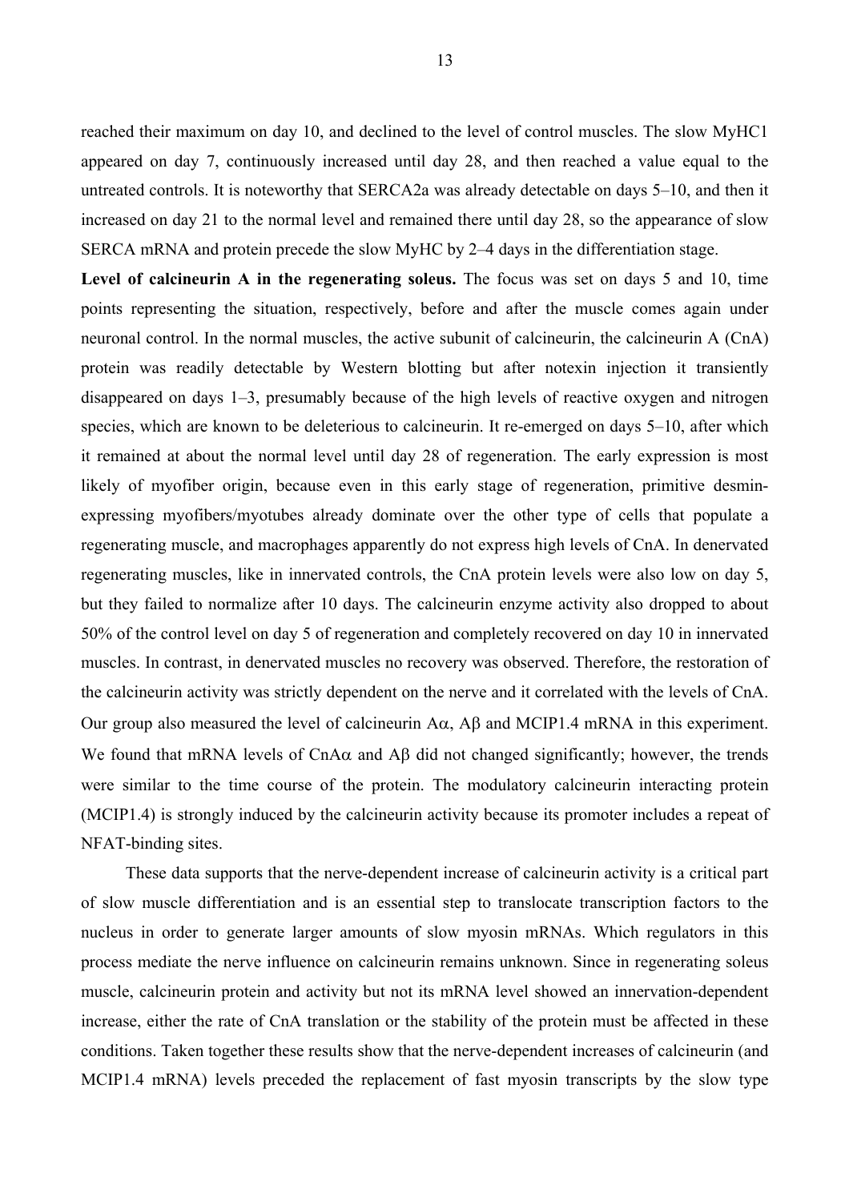reached their maximum on day 10, and declined to the level of control muscles. The slow MyHC1 appeared on day 7, continuously increased until day 28, and then reached a value equal to the untreated controls. It is noteworthy that SERCA2a was already detectable on days 5–10, and then it increased on day 21 to the normal level and remained there until day 28, so the appearance of slow SERCA mRNA and protein precede the slow MyHC by 2–4 days in the differentiation stage.

**Level of calcineurin A in the regenerating soleus.** The focus was set on days 5 and 10, time points representing the situation, respectively, before and after the muscle comes again under neuronal control. In the normal muscles, the active subunit of calcineurin, the calcineurin A (CnA) protein was readily detectable by Western blotting but after notexin injection it transiently disappeared on days 1–3, presumably because of the high levels of reactive oxygen and nitrogen species, which are known to be deleterious to calcineurin. It re-emerged on days 5–10, after which it remained at about the normal level until day 28 of regeneration. The early expression is most likely of myofiber origin, because even in this early stage of regeneration, primitive desmin-expressing myofibers/myotubes already dominate over the other type of cells that populate a regenerating muscle, and macrophages apparently do not express high levels of CnA. In denervated regenerating muscles, like in innervated controls, the CnA protein levels were also low on day 5, but they failed to normalize after 10 days. The calcineurin enzyme activity also dropped to about 50% of the control level on day 5 of regeneration and completely recovered on day 10 in innervated muscles. In contrast, in denervated muscles no recovery was observed. Therefore, the restoration of the calcineurin activity was strictly dependent on the nerve and it correlated with the levels of CnA. Our group also measured the level of calcineurin Aα, Aβ and MCIP1.4 mRNA in this experiment. We found that mRNA levels of CnAα and Aβ did not changed significantly; however, the trends were similar to the time course of the protein. The modulatory calcineurin interacting protein (MCIP1.4) is strongly induced by the calcineurin activity because its promoter includes a repeat of NFAT-binding sites.

These data supports that the nerve-dependent increase of calcineurin activity is a critical part of slow muscle differentiation and is an essential step to translocate transcription factors to the nucleus in order to generate larger amounts of slow myosin mRNAs. Which regulators in this process mediate the nerve influence on calcineurin remains unknown. Since in regenerating soleus muscle, calcineurin protein and activity but not its mRNA level showed an innervation-dependent increase, either the rate of CnA translation or the stability of the protein must be affected in these conditions. Taken together these results show that the nerve-dependent increases of calcineurin (and MCIP1.4 mRNA) levels preceded the replacement of fast myosin transcripts by the slow type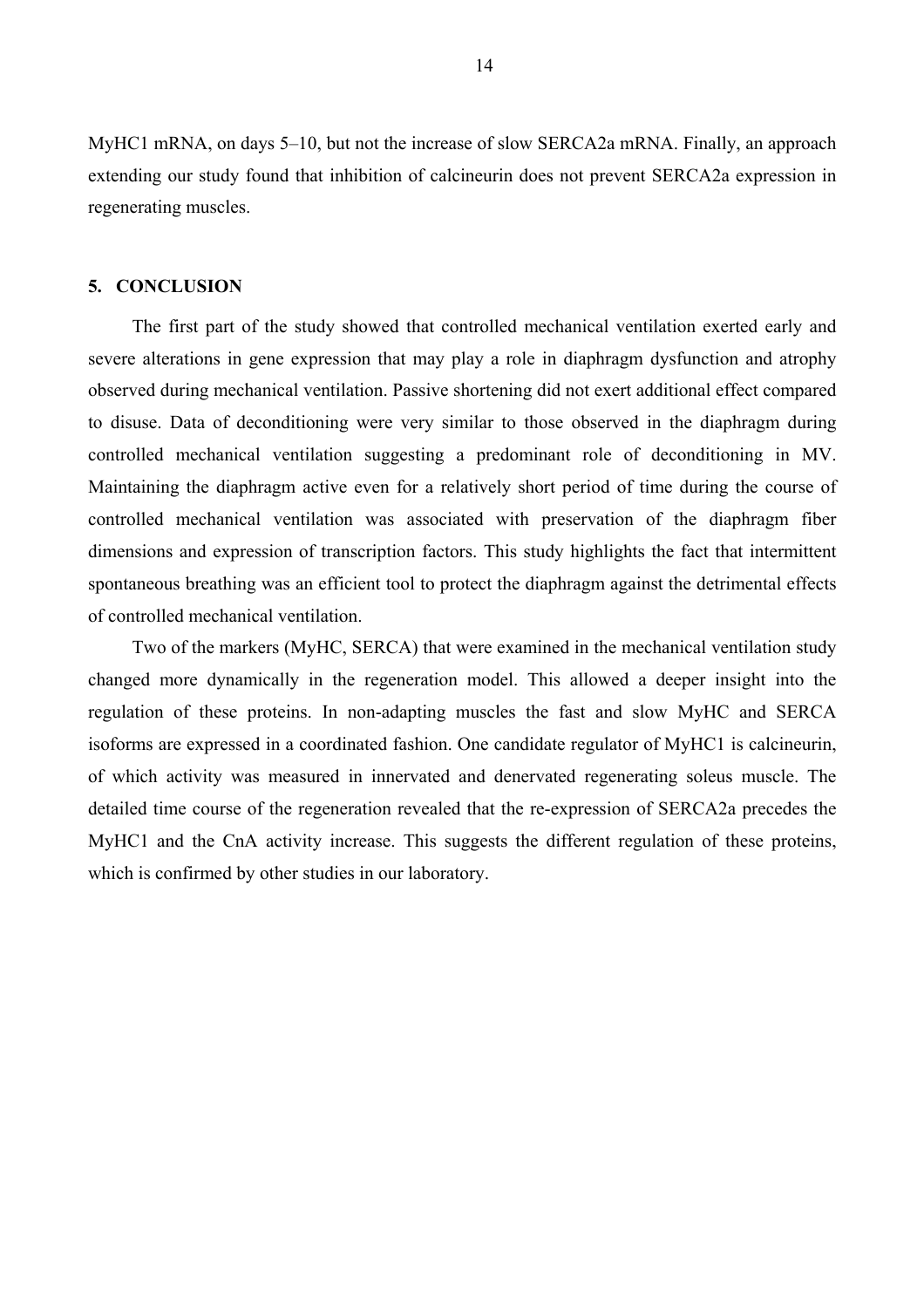MyHC1 mRNA, on days 5–10, but not the increase of slow SERCA2a mRNA. Finally, an approach extending our study found that inhibition of calcineurin does not prevent SERCA2a expression in regenerating muscles.

## 5. CONCLUSION

The first part of the study showed that controlled mechanical ventilation exerted early and severe alterations in gene expression that may play a role in diaphragm dysfunction and atrophy observed during mechanical ventilation. Passive shortening did not exert additional effect compared to disuse. Data of deconditioning were very similar to those observed in the diaphragm during controlled mechanical ventilation suggesting a predominant role of deconditioning in MV. Maintaining the diaphragm active even for a relatively short period of time during the course of controlled mechanical ventilation was associated with preservation of the diaphragm fiber dimensions and expression of transcription factors. This study highlights the fact that intermittent spontaneous breathing was an efficient tool to protect the diaphragm against the detrimental effects of controlled mechanical ventilation.

Two of the markers (MyHC, SERCA) that were examined in the mechanical ventilation study changed more dynamically in the regeneration model. This allowed a deeper insight into the regulation of these proteins. In non-adapting muscles the fast and slow MyHC and SERCA isoforms are expressed in a coordinated fashion. One candidate regulator of MyHC1 is calcineurin, of which activity was measured in innervated and denervated regenerating soleus muscle. The detailed time course of the regeneration revealed that the re-expression of SERCA2a precedes the MyHC1 and the CnA activity increase. This suggests the different regulation of these proteins, which is confirmed by other studies in our laboratory.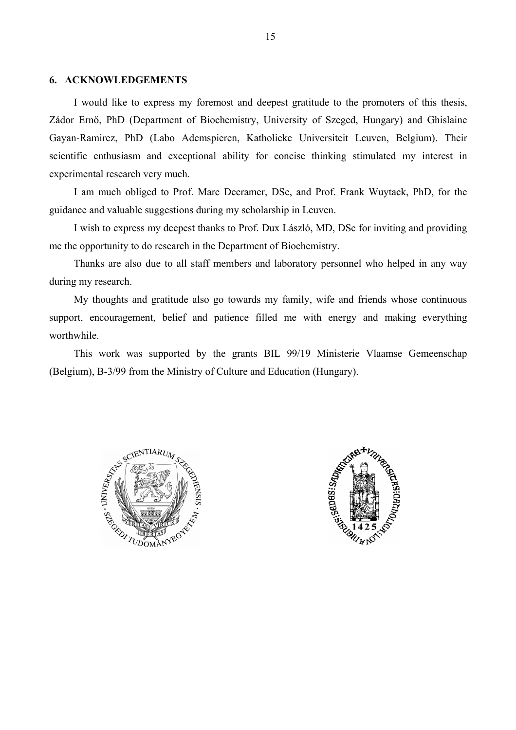## 6. ACKNOWLEDGEMENTS

I would like to express my foremost and deepest gratitude to the promoters of this thesis, Zádor Ernő, PhD (Department of Biochemistry, University of Szeged, Hungary) and Ghislaine Gayan-Ramirez, PhD (Labo Ademspieren, Katholieke Universiteit Leuven, Belgium). Their scientific enthusiasm and exceptional ability for concise thinking stimulated my interest in experimental research very much.

I am much obliged to Prof. Marc Decramer, DSc, and Prof. Frank Wuytack, PhD, for the guidance and valuable suggestions during my scholarship in Leuven.

I wish to express my deepest thanks to Prof. Dux László, MD, DSc for inviting and providing me the opportunity to do research in the Department of Biochemistry.

Thanks are also due to all staff members and laboratory personnel who helped in any way during my research.

My thoughts and gratitude also go towards my family, wife and friends whose continuous support, encouragement, belief and patience filled me with energy and making everything worthwhile.

This work was supported by the grants BIL 99/19 Ministerie Vlaamse Gemeenschap (Belgium), B-3/99 from the Ministry of Culture and Education (Hungary).